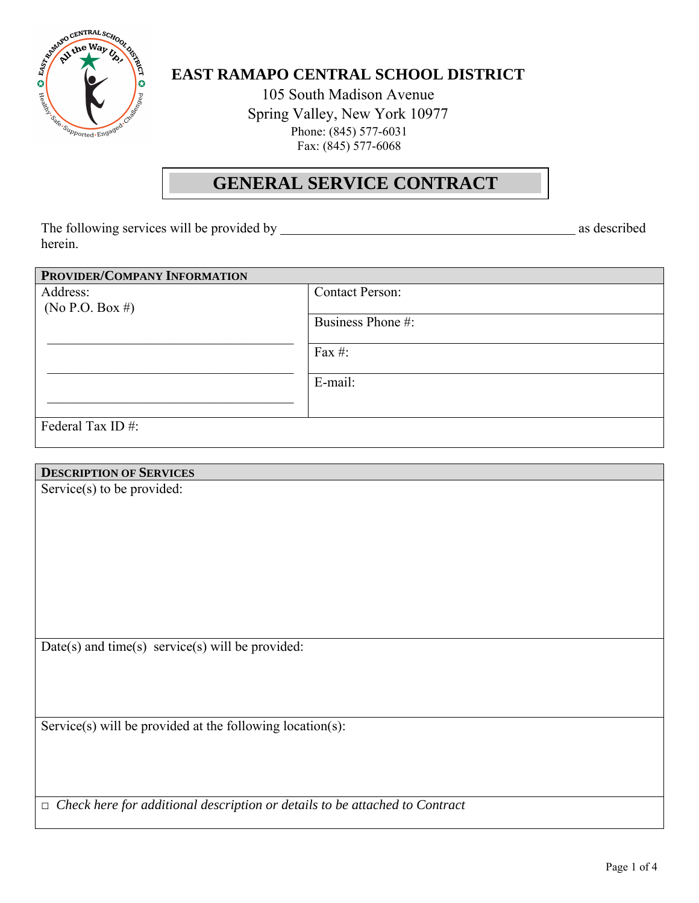# EAST RAMAPO CENTRAL SCHOOL DISTRICT

105 South Madison Avenue
Spring Valley, New York 10977
Phone: (845) 577-6031
Fax: (845) 577-6068

## GENERAL SERVICE CONTRACT

The following services will be provided by ___________________________________________ as described herein.

| **PROVIDER/COMPANY INFORMATION** | |
|---|---|
| Address:<br>(No P.O. Box #)<br>______________________________________<br>______________________________________<br>______________________________________ | Contact Person:<br><br>Business Phone #:<br><br>Fax #:<br><br>E-mail: |
| Federal Tax ID #: | |

| **DESCRIPTION OF SERVICES** |
|---|
| Service(s) to be provided: |
| Date(s) and time(s) service(s) will be provided: |
| Service(s) will be provided at the following location(s): |
| □ *Check here for additional description or details to be attached to Contract* |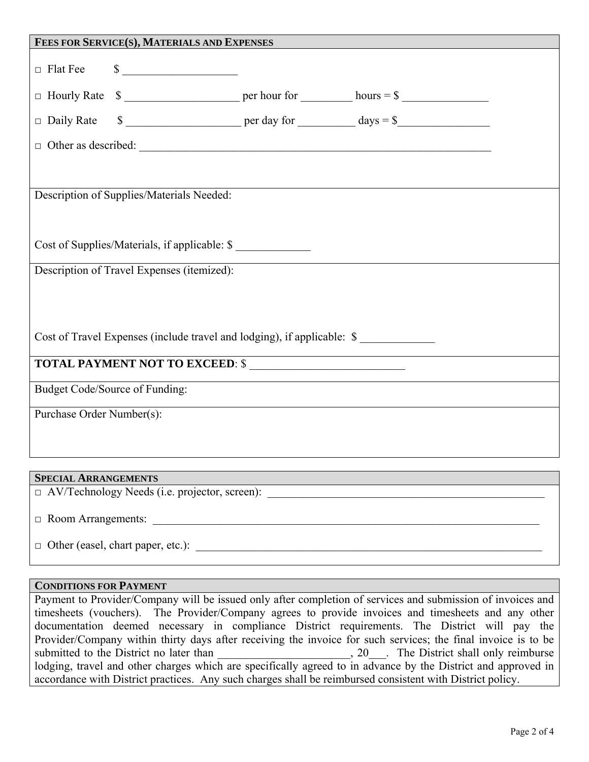## FEES FOR SERVICE(S), MATERIALS AND EXPENSES

□ Flat Fee $ ____________________

□ Hourly Rate $ ____________________ per hour for _________ hours = $ _______________

□ Daily Rate $ ____________________ per day for __________ days = $________________

□ Other as described: ________________________________________________________________

Description of Supplies/Materials Needed:

Cost of Supplies/Materials, if applicable: $ _____________

Description of Travel Expenses (itemized):

Cost of Travel Expenses (include travel and lodging), if applicable: $ _____________

**TOTAL PAYMENT NOT TO EXCEED**: $ __________________________

Budget Code/Source of Funding:

Purchase Order Number(s):

## SPECIAL ARRANGEMENTS

□ AV/Technology Needs (i.e. projector, screen): _________________________________________________

□ Room Arrangements: _________________________________________________________________________

□ Other (easel, chart paper, etc.): ______________________________________________________________

## CONDITIONS FOR PAYMENT

Payment to Provider/Company will be issued only after completion of services and submission of invoices and timesheets (vouchers). The Provider/Company agrees to provide invoices and timesheets and any other documentation deemed necessary in compliance District requirements. The District will pay the Provider/Company within thirty days after receiving the invoice for such services; the final invoice is to be submitted to the District no later than _______________________, 20___. The District shall only reimburse lodging, travel and other charges which are specifically agreed to in advance by the District and approved in accordance with District practices. Any such charges shall be reimbursed consistent with District policy.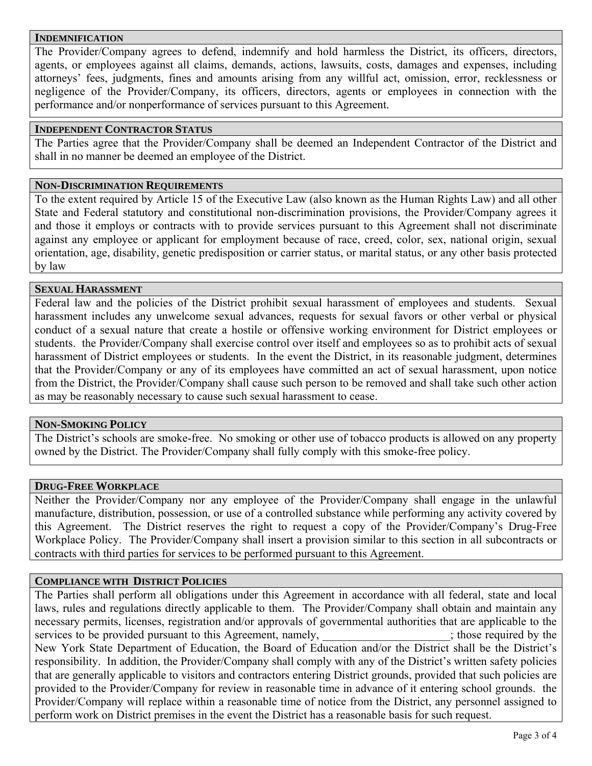## INDEMNIFICATION

The Provider/Company agrees to defend, indemnify and hold harmless the District, its officers, directors, agents, or employees against all claims, demands, actions, lawsuits, costs, damages and expenses, including attorneys' fees, judgments, fines and amounts arising from any willful act, omission, error, recklessness or negligence of the Provider/Company, its officers, directors, agents or employees in connection with the performance and/or nonperformance of services pursuant to this Agreement.

## INDEPENDENT CONTRACTOR STATUS

The Parties agree that the Provider/Company shall be deemed an Independent Contractor of the District and shall in no manner be deemed an employee of the District.

## NON-DISCRIMINATION REQUIREMENTS

To the extent required by Article 15 of the Executive Law (also known as the Human Rights Law) and all other State and Federal statutory and constitutional non-discrimination provisions, the Provider/Company agrees it and those it employs or contracts with to provide services pursuant to this Agreement shall not discriminate against any employee or applicant for employment because of race, creed, color, sex, national origin, sexual orientation, age, disability, genetic predisposition or carrier status, or marital status, or any other basis protected by law

## SEXUAL HARASSMENT

Federal law and the policies of the District prohibit sexual harassment of employees and students. Sexual harassment includes any unwelcome sexual advances, requests for sexual favors or other verbal or physical conduct of a sexual nature that create a hostile or offensive working environment for District employees or students. the Provider/Company shall exercise control over itself and employees so as to prohibit acts of sexual harassment of District employees or students. In the event the District, in its reasonable judgment, determines that the Provider/Company or any of its employees have committed an act of sexual harassment, upon notice from the District, the Provider/Company shall cause such person to be removed and shall take such other action as may be reasonably necessary to cause such sexual harassment to cease.

## NON-SMOKING POLICY

The District's schools are smoke-free. No smoking or other use of tobacco products is allowed on any property owned by the District. The Provider/Company shall fully comply with this smoke-free policy.

## DRUG-FREE WORKPLACE

Neither the Provider/Company nor any employee of the Provider/Company shall engage in the unlawful manufacture, distribution, possession, or use of a controlled substance while performing any activity covered by this Agreement. The District reserves the right to request a copy of the Provider/Company's Drug-Free Workplace Policy. The Provider/Company shall insert a provision similar to this section in all subcontracts or contracts with third parties for services to be performed pursuant to this Agreement.

## COMPLIANCE WITH DISTRICT POLICIES

The Parties shall perform all obligations under this Agreement in accordance with all federal, state and local laws, rules and regulations directly applicable to them. The Provider/Company shall obtain and maintain any necessary permits, licenses, registration and/or approvals of governmental authorities that are applicable to the services to be provided pursuant to this Agreement, namely, ______________________; those required by the New York State Department of Education, the Board of Education and/or the District shall be the District's responsibility. In addition, the Provider/Company shall comply with any of the District's written safety policies that are generally applicable to visitors and contractors entering District grounds, provided that such policies are provided to the Provider/Company for review in reasonable time in advance of it entering school grounds. the Provider/Company will replace within a reasonable time of notice from the District, any personnel assigned to perform work on District premises in the event the District has a reasonable basis for such request.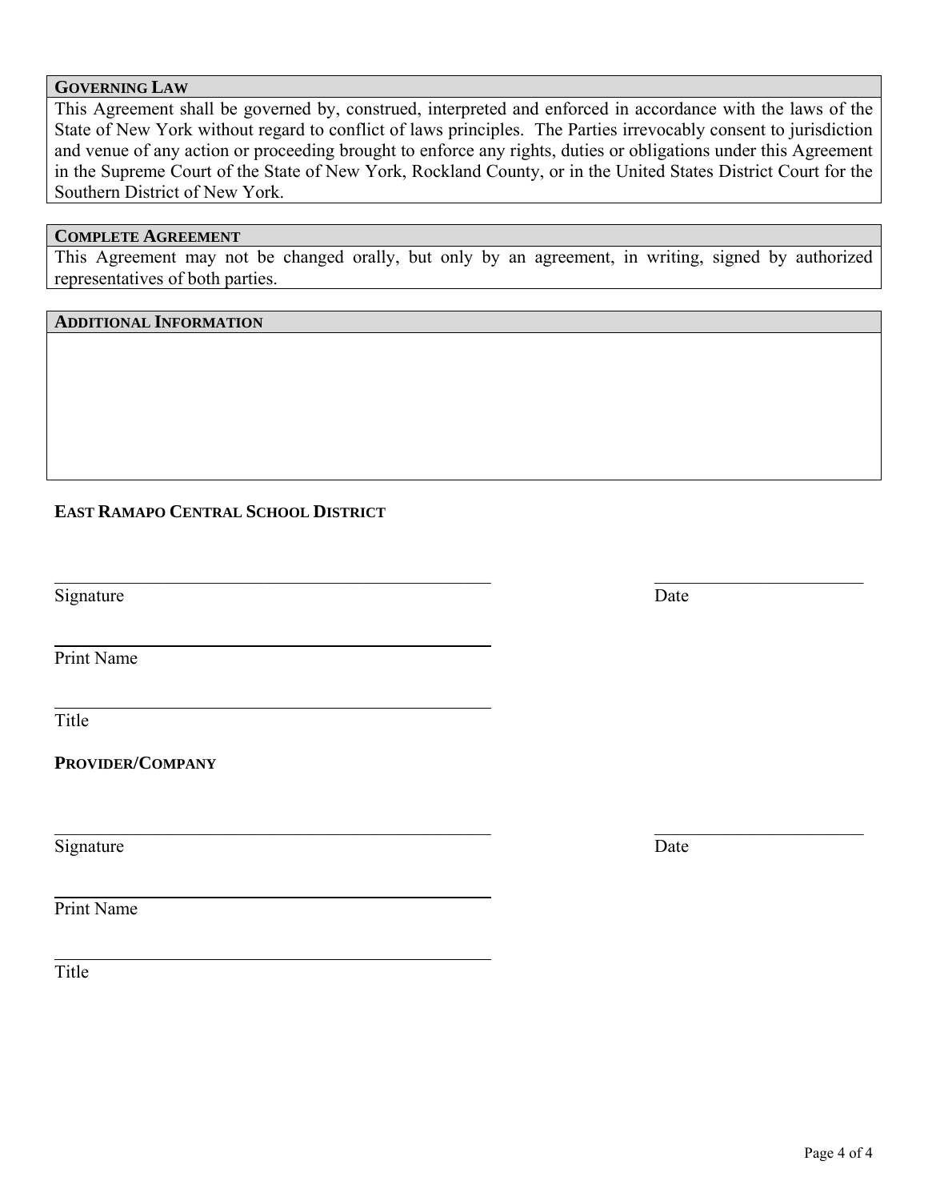## GOVERNING LAW

This Agreement shall be governed by, construed, interpreted and enforced in accordance with the laws of the State of New York without regard to conflict of laws principles. The Parties irrevocably consent to jurisdiction and venue of any action or proceeding brought to enforce any rights, duties or obligations under this Agreement in the Supreme Court of the State of New York, Rockland County, or in the United States District Court for the Southern District of New York.

## COMPLETE AGREEMENT

This Agreement may not be changed orally, but only by an agreement, in writing, signed by authorized representatives of both parties.

## ADDITIONAL INFORMATION

**EAST RAMAPO CENTRAL SCHOOL DISTRICT**

_______________________________________________ &nbsp;&nbsp;&nbsp;&nbsp; _______________________
Signature &nbsp;&nbsp;&nbsp;&nbsp; Date

_______________________________________________
Print Name

_______________________________________________
Title

**PROVIDER/COMPANY**

_______________________________________________ &nbsp;&nbsp;&nbsp;&nbsp; _______________________
Signature &nbsp;&nbsp;&nbsp;&nbsp; Date

_______________________________________________
Print Name

_______________________________________________
Title